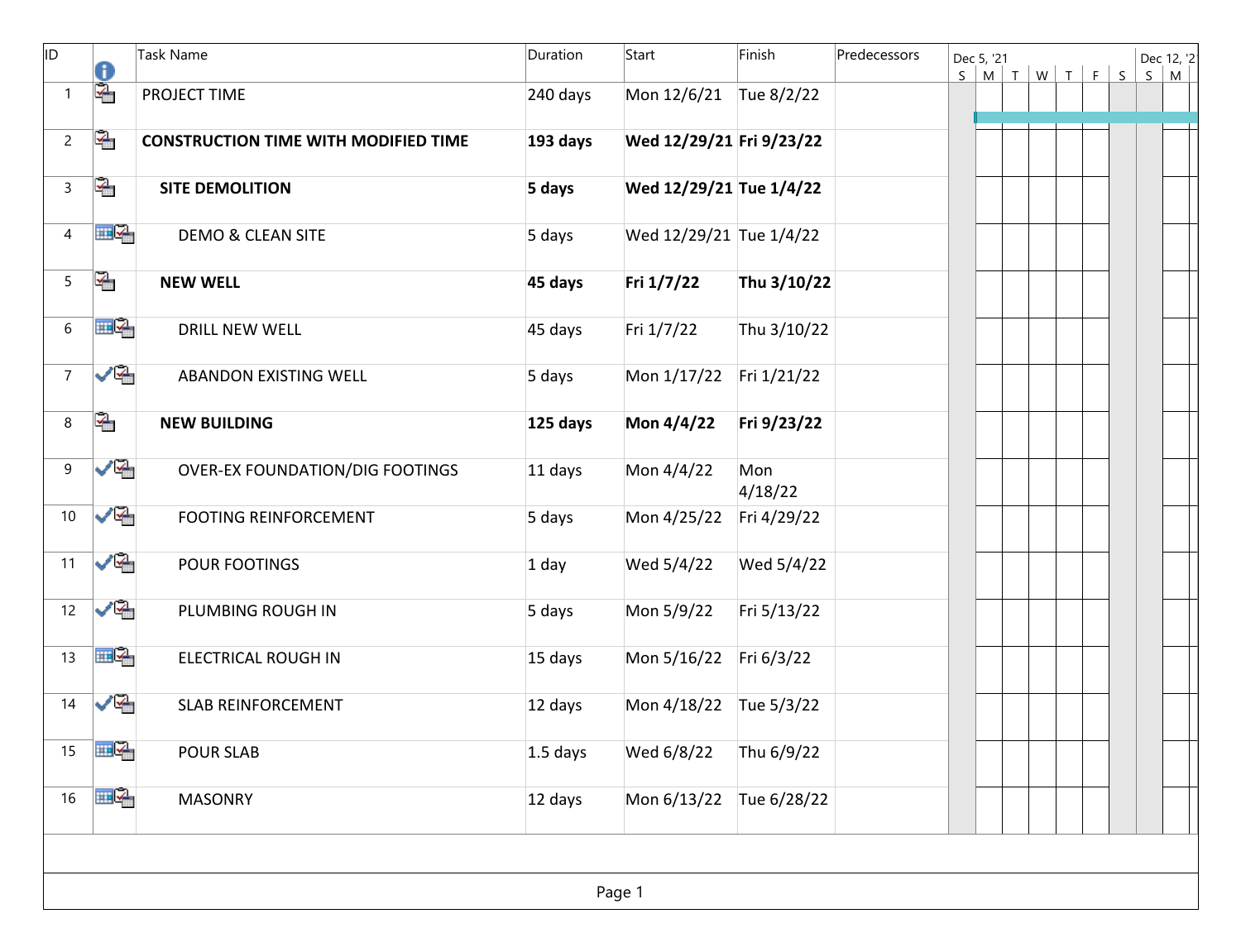| ID | Task Name | Duration | Start | Finish | Predecessors |
|---|---|---|---|---|---|
| 1 | PROJECT TIME | 240 days | Mon 12/6/21 | Tue 8/2/22 | |
| 2 | **CONSTRUCTION TIME WITH MODIFIED TIME** | **193 days** | **Wed 12/29/21** | **Fri 9/23/22** | |
| 3 | **SITE DEMOLITION** | **5 days** | **Wed 12/29/21** | **Tue 1/4/22** | |
| 4 | DEMO & CLEAN SITE | 5 days | Wed 12/29/21 | Tue 1/4/22 | |
| 5 | **NEW WELL** | **45 days** | **Fri 1/7/22** | **Thu 3/10/22** | |
| 6 | DRILL NEW WELL | 45 days | Fri 1/7/22 | Thu 3/10/22 | |
| 7 | ABANDON EXISTING WELL | 5 days | Mon 1/17/22 | Fri 1/21/22 | |
| 8 | **NEW BUILDING** | **125 days** | **Mon 4/4/22** | **Fri 9/23/22** | |
| 9 | OVER-EX FOUNDATION/DIG FOOTINGS | 11 days | Mon 4/4/22 | Mon 4/18/22 | |
| 10 | FOOTING REINFORCEMENT | 5 days | Mon 4/25/22 | Fri 4/29/22 | |
| 11 | POUR FOOTINGS | 1 day | Wed 5/4/22 | Wed 5/4/22 | |
| 12 | PLUMBING ROUGH IN | 5 days | Mon 5/9/22 | Fri 5/13/22 | |
| 13 | ELECTRICAL ROUGH IN | 15 days | Mon 5/16/22 | Fri 6/3/22 | |
| 14 | SLAB REINFORCEMENT | 12 days | Mon 4/18/22 | Tue 5/3/22 | |
| 15 | POUR SLAB | 1.5 days | Wed 6/8/22 | Thu 6/9/22 | |
| 16 | MASONRY | 12 days | Mon 6/13/22 | Tue 6/28/22 | |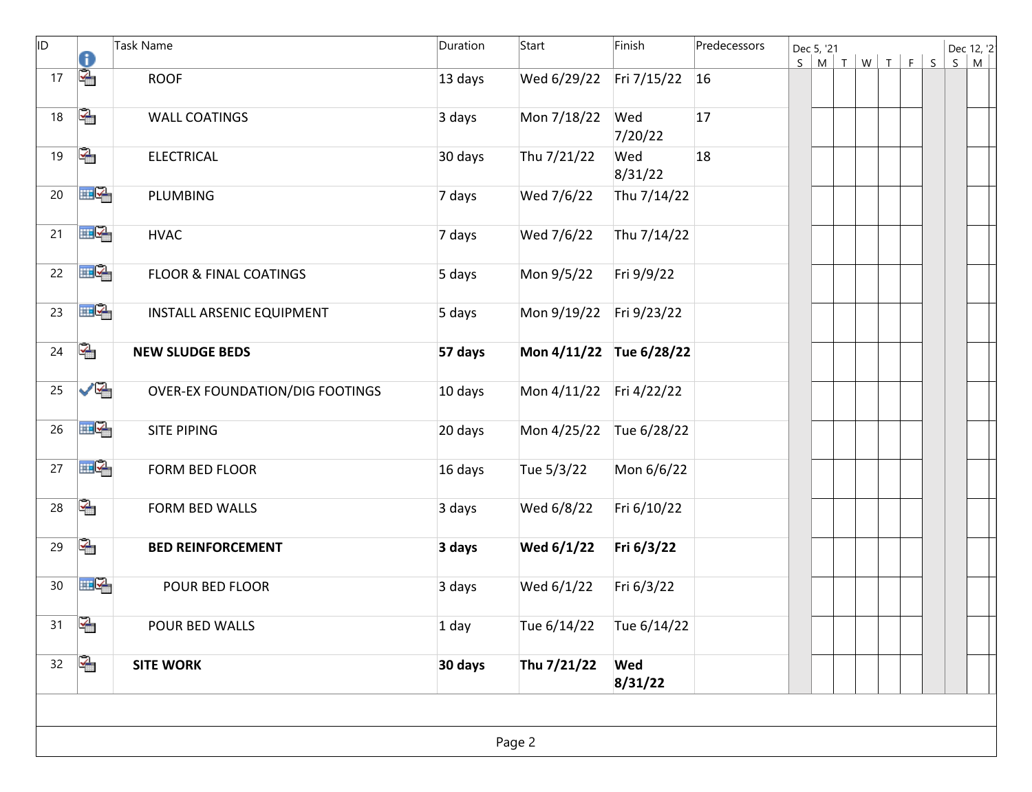| ID | | Task Name | Duration | Start | Finish | Predecessors |
|---|---|---|---|---|---|---|
| 17 | | ROOF | 13 days | Wed 6/29/22 | Fri 7/15/22 | 16 |
| 18 | | WALL COATINGS | 3 days | Mon 7/18/22 | Wed 7/20/22 | 17 |
| 19 | | ELECTRICAL | 30 days | Thu 7/21/22 | Wed 8/31/22 | 18 |
| 20 | | PLUMBING | 7 days | Wed 7/6/22 | Thu 7/14/22 | |
| 21 | | HVAC | 7 days | Wed 7/6/22 | Thu 7/14/22 | |
| 22 | | FLOOR & FINAL COATINGS | 5 days | Mon 9/5/22 | Fri 9/9/22 | |
| 23 | | INSTALL ARSENIC EQUIPMENT | 5 days | Mon 9/19/22 | Fri 9/23/22 | |
| 24 | | **NEW SLUDGE BEDS** | **57 days** | **Mon 4/11/22** | **Tue 6/28/22** | |
| 25 | ✓ | OVER-EX FOUNDATION/DIG FOOTINGS | 10 days | Mon 4/11/22 | Fri 4/22/22 | |
| 26 | | SITE PIPING | 20 days | Mon 4/25/22 | Tue 6/28/22 | |
| 27 | | FORM BED FLOOR | 16 days | Tue 5/3/22 | Mon 6/6/22 | |
| 28 | | FORM BED WALLS | 3 days | Wed 6/8/22 | Fri 6/10/22 | |
| 29 | | **BED REINFORCEMENT** | **3 days** | **Wed 6/1/22** | **Fri 6/3/22** | |
| 30 | | POUR BED FLOOR | 3 days | Wed 6/1/22 | Fri 6/3/22 | |
| 31 | | POUR BED WALLS | 1 day | Tue 6/14/22 | Tue 6/14/22 | |
| 32 | | **SITE WORK** | **30 days** | **Thu 7/21/22** | **Wed 8/31/22** | |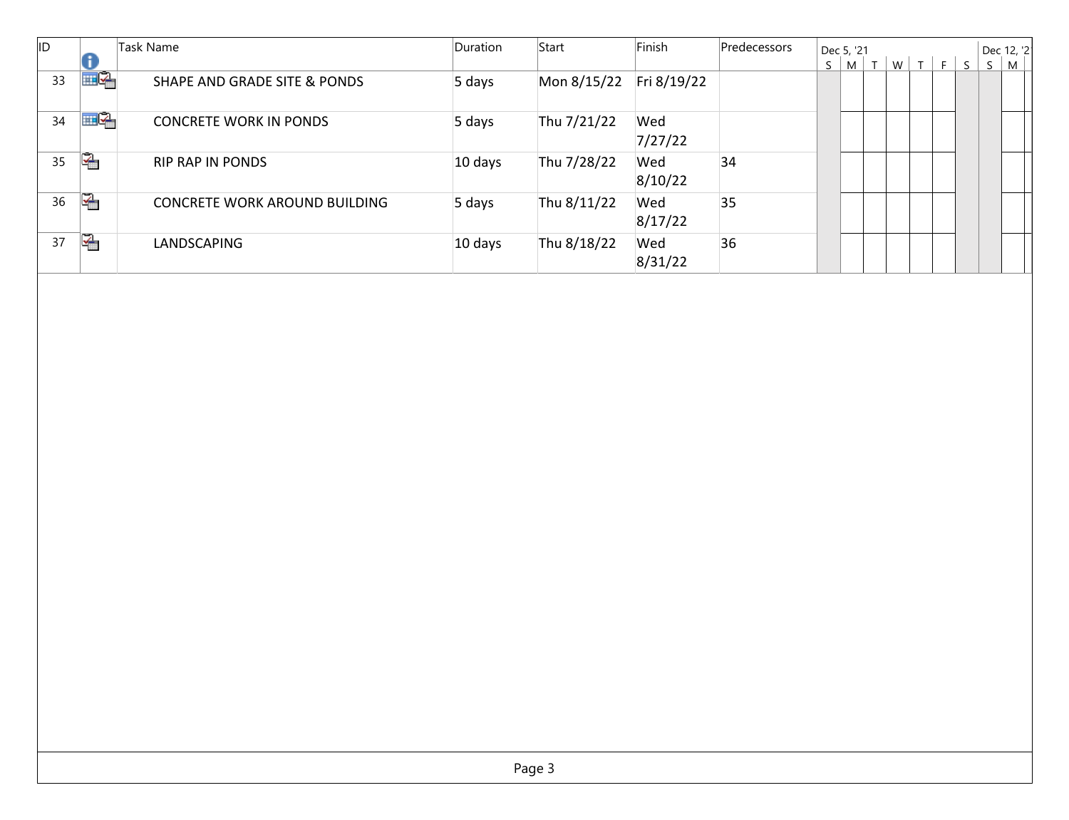| ID | Task Name | Duration | Start | Finish | Predecessors |
|---|---|---|---|---|---|
| 33 | SHAPE AND GRADE SITE & PONDS | 5 days | Mon 8/15/22 | Fri 8/19/22 | |
| 34 | CONCRETE WORK IN PONDS | 5 days | Thu 7/21/22 | Wed 7/27/22 | |
| 35 | RIP RAP IN PONDS | 10 days | Thu 7/28/22 | Wed 8/10/22 | 34 |
| 36 | CONCRETE WORK AROUND BUILDING | 5 days | Thu 8/11/22 | Wed 8/17/22 | 35 |
| 37 | LANDSCAPING | 10 days | Thu 8/18/22 | Wed 8/31/22 | 36 |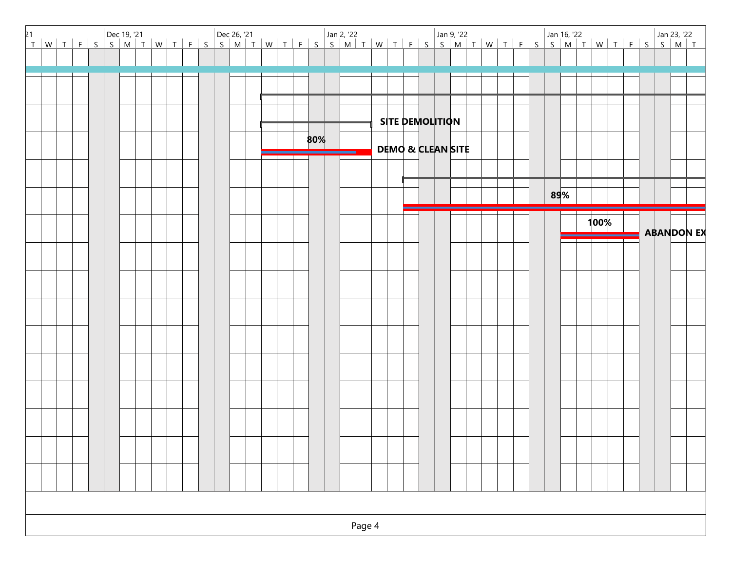| 21 | | | | | Dec 19, '21 | | | | | | | Dec 26, '21 | | | | | | | Jan 2, '22 | | | | | | | Jan 9, '22 | | | | | | | Jan 16, '22 | | | | | | | Jan 23, '22 | | |
|---|---|---|---|---|---|---|---|---|---|---|---|---|---|---|---|---|---|---|---|---|---|---|---|---|---|---|---|---|---|---|---|---|---|---|---|---|---|---|---|---|---|---|
| T | W | T | F | S | S | M | T | W | T | F | S | S | M | T | W | T | F | S | S | M | T | W | T | F | S | S | M | T | W | T | F | S | S | M | T | W | T | F | S | S | M | T |

SITE DEMOLITION

80% DEMO & CLEAN SITE

89%

100% ABANDON EX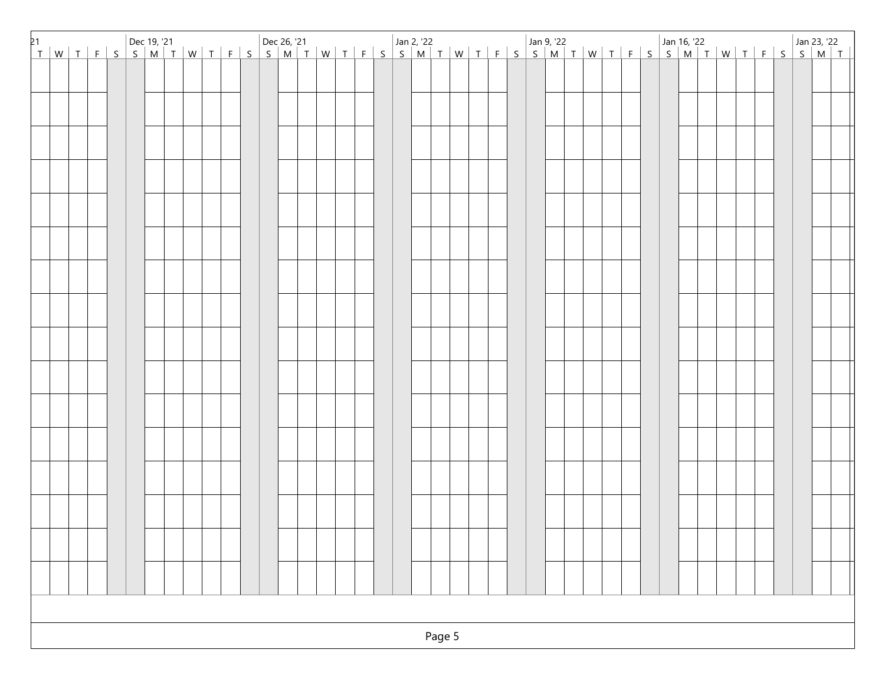| 21 | | | | | Dec 19, '21 | | | | | | | Dec 26, '21 | | | | | | | Jan 2, '22 | | | | | | | Jan 9, '22 | | | | | | | Jan 16, '22 | | | | | | | Jan 23, '22 | | |
|---|---|---|---|---|---|---|---|---|---|---|---|---|---|---|---|---|---|---|---|---|---|---|---|---|---|---|---|---|---|---|---|---|---|---|---|---|---|---|---|---|---|---|
| T | W | T | F | S | S | M | T | W | T | F | S | S | M | T | W | T | F | S | S | M | T | W | T | F | S | S | M | T | W | T | F | S | S | M | T | W | T | F | S | S | M | T |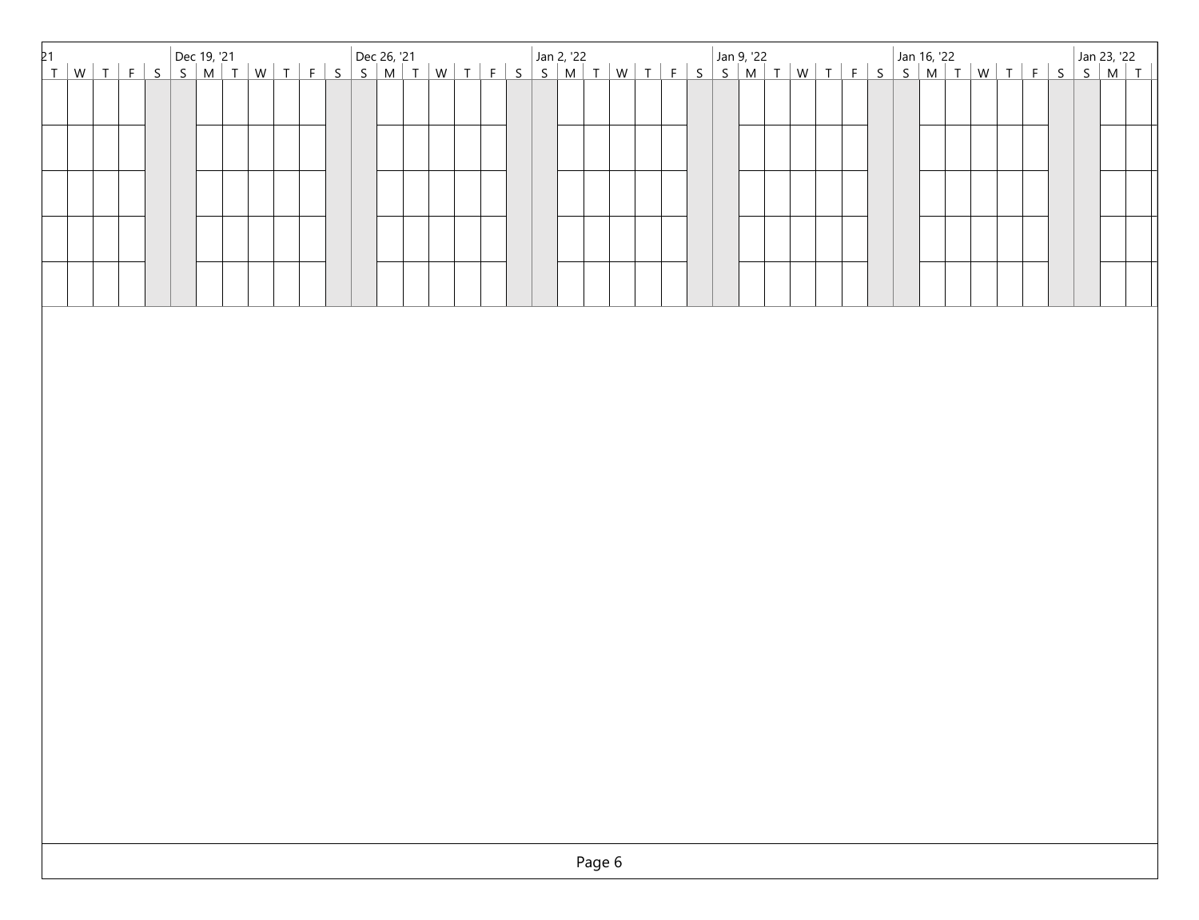| 21 | | | | | Dec 19, '21 | | | | | | | Dec 26, '21 | | | | | | | Jan 2, '22 | | | | | | | Jan 9, '22 | | | | | | | Jan 16, '22 | | | | | | | Jan 23, '22 | | |
|---|---|---|---|---|---|---|---|---|---|---|---|---|---|---|---|---|---|---|---|---|---|---|---|---|---|---|---|---|---|---|---|---|---|---|---|---|---|---|---|---|---|---|
| T | W | T | F | S | S | M | T | W | T | F | S | S | M | T | W | T | F | S | S | M | T | W | T | F | S | S | M | T | W | T | F | S | S | M | T | W | T | F | S | S | M | T |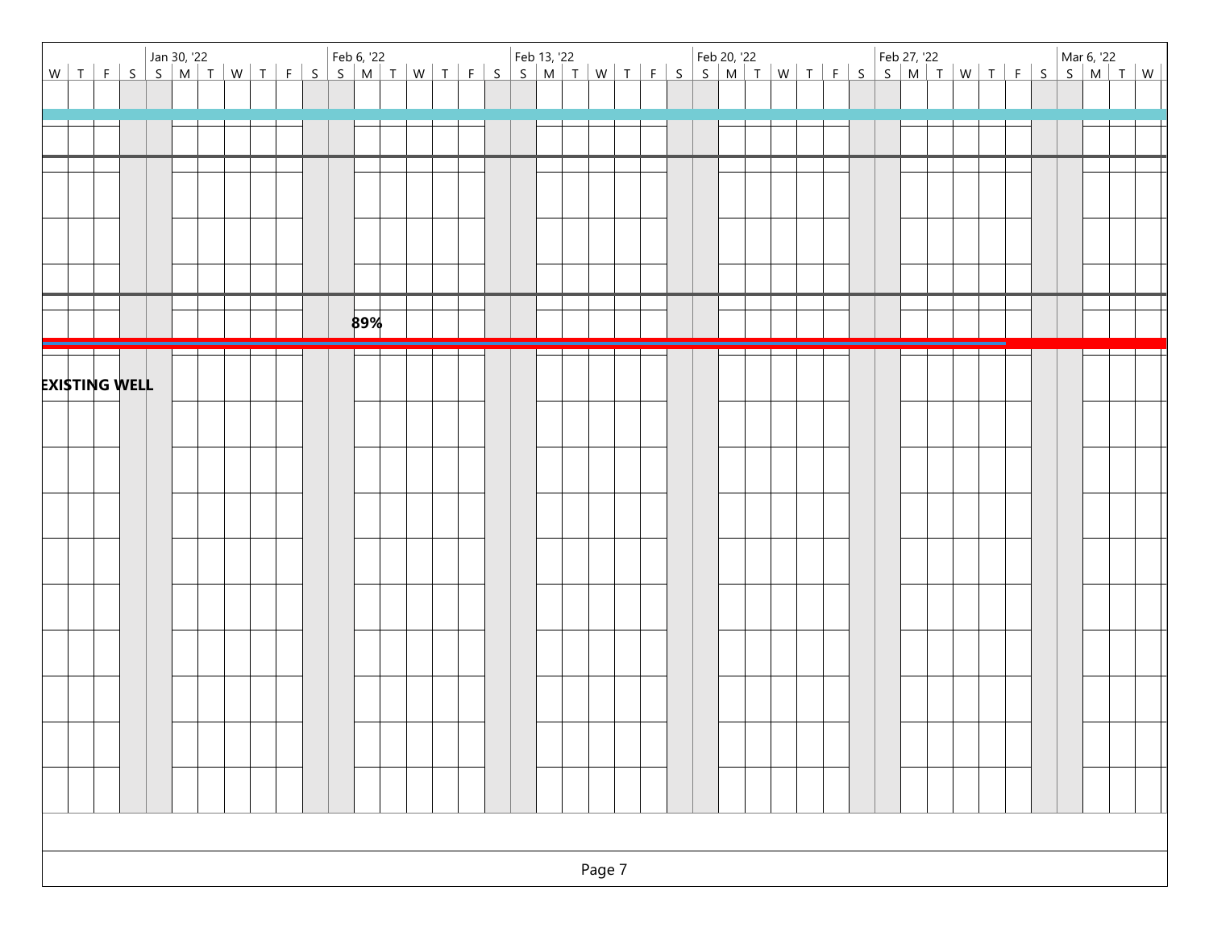| W | T | F | S | Jan 30, '22 S | M | T | W | T | F | S | Feb 6, '22 S | M | T | W | T | F | S | Feb 13, '22 S | M | T | W | T | F | S | Feb 20, '22 S | M | T | W | T | F | S | Feb 27, '22 S | M | T | W | T | F | S | Mar 6, '22 S | M | T | W |
|---|---|---|---|---|---|---|---|---|---|---|---|---|---|---|---|---|---|---|---|---|---|---|---|---|---|---|---|---|---|---|---|---|---|---|---|---|---|---|---|---|---|---|---|

89%

**EXISTING WELL**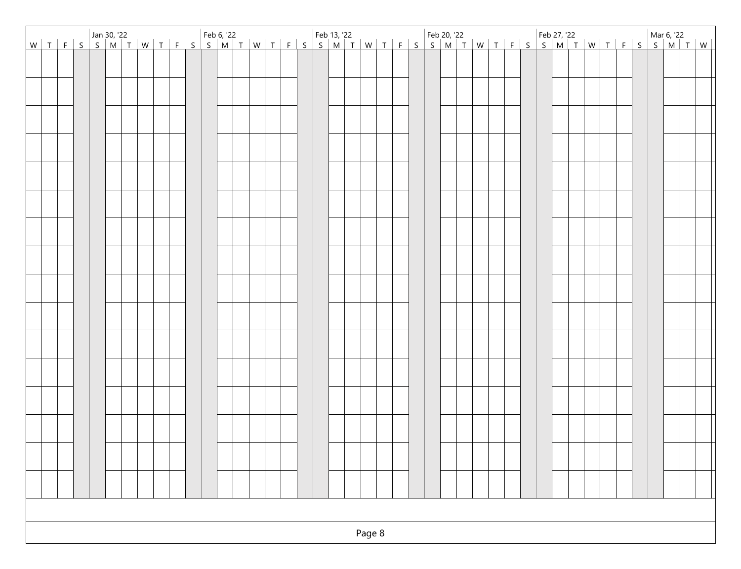| | | | | Jan 30, '22 | | | | | | | Feb 6, '22 | | | | | | | Feb 13, '22 | | | | | | | Feb 20, '22 | | | | | | | Feb 27, '22 | | | | | | | Mar 6, '22 | | | |
|---|---|---|---|---|---|---|---|---|---|---|---|---|---|---|---|---|---|---|---|---|---|---|---|---|---|---|---|---|---|---|---|---|---|---|---|---|---|---|---|---|---|---|
| W | T | F | S | S | M | T | W | T | F | S | S | M | T | W | T | F | S | S | M | T | W | T | F | S | S | M | T | W | T | F | S | S | M | T | W | T | F | S | S | M | T | W |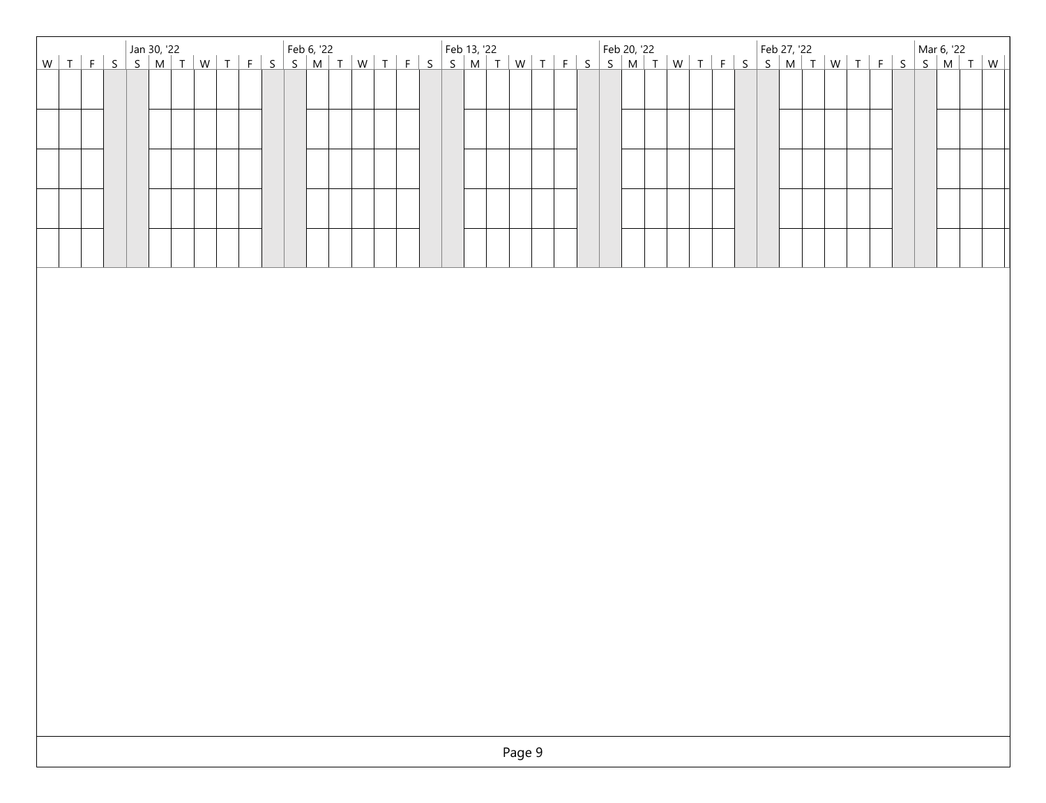| | | | | Jan 30, '22 | | | | | | | Feb 6, '22 | | | | | | | Feb 13, '22 | | | | | | | Feb 20, '22 | | | | | | | Feb 27, '22 | | | | | | | Mar 6, '22 | | | |
|---|---|---|---|---|---|---|---|---|---|---|---|---|---|---|---|---|---|---|---|---|---|---|---|---|---|---|---|---|---|---|---|---|---|---|---|---|---|---|---|---|---|---|
| W | T | F | S | S | M | T | W | T | F | S | S | M | T | W | T | F | S | S | M | T | W | T | F | S | S | M | T | W | T | F | S | S | M | T | W | T | F | S | S | M | T | W |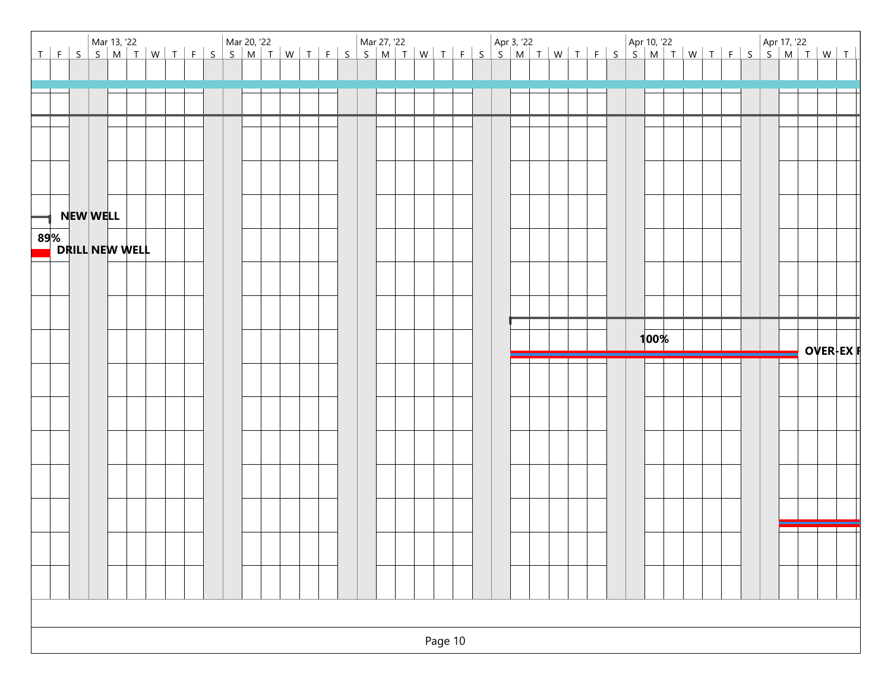| Mar 13, '22 | Mar 20, '22 | Mar 27, '22 | Apr 3, '22 | Apr 10, '22 | Apr 17, '22 |
| --- | --- | --- | --- | --- | --- |

T F S S M T W T F S S M T W T F S S M T W T F S S M T W T F S S M T W T F S S M T W T

NEW WELL

89%

DRILL NEW WELL

100%

OVER-EX F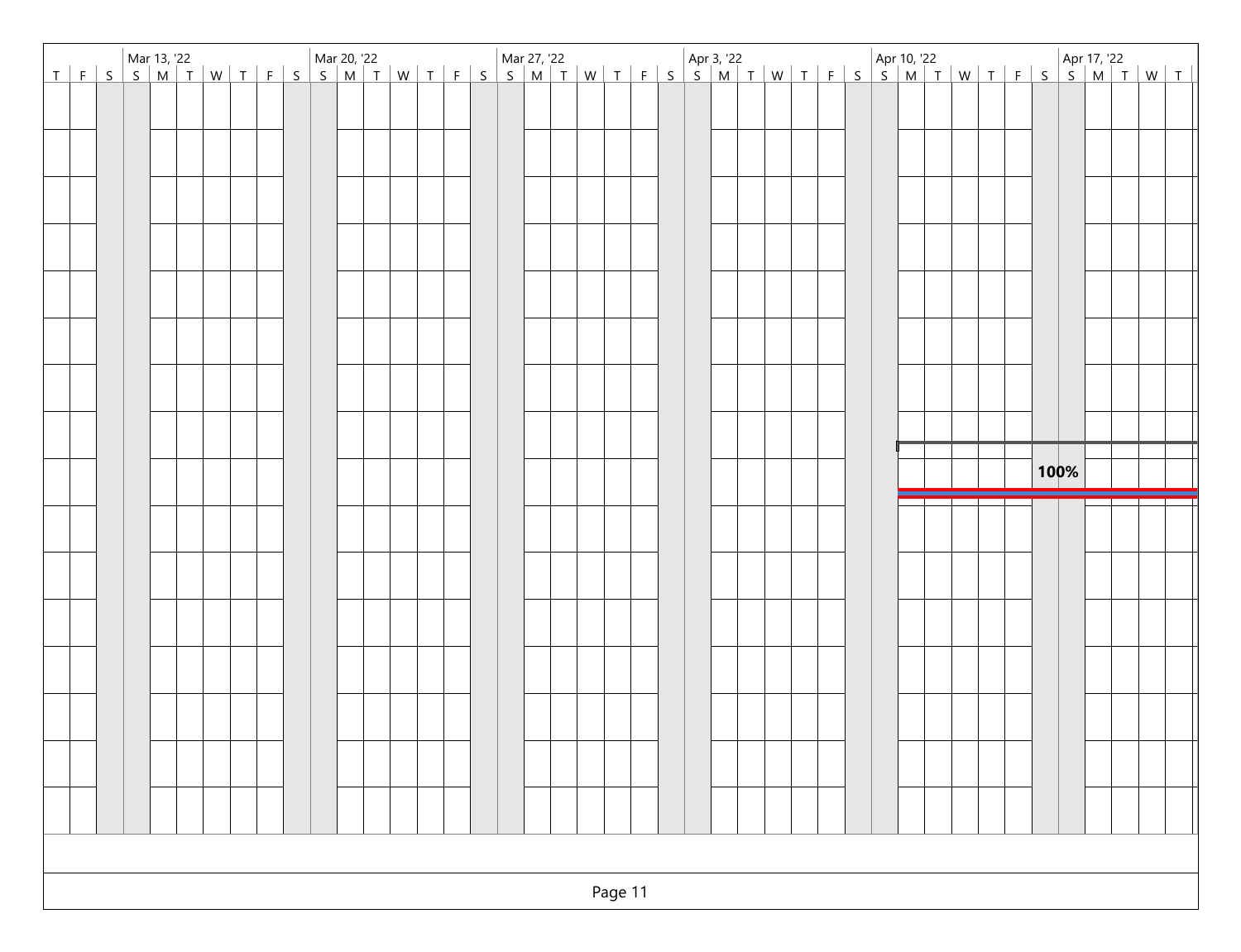| Mar 13, '22 | Mar 20, '22 | Mar 27, '22 | Apr 3, '22 | Apr 10, '22 | Apr 17, '22 |
|---|---|---|---|---|---|

T F S S M T W T F S S M T W T F S S M T W T F S S M T W T F S S M T W T F S S M T W T

100%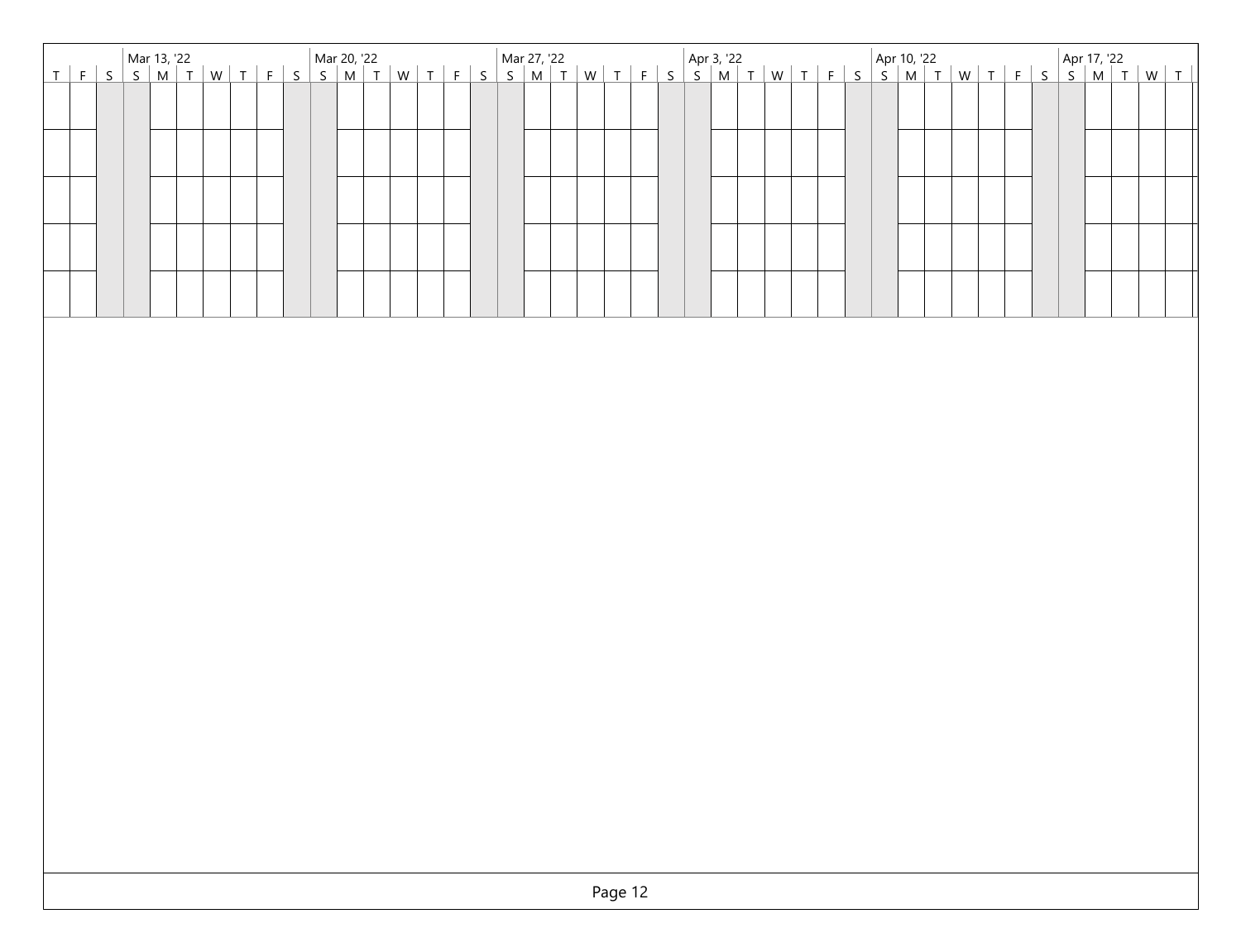| | | | Mar 13, '22 | | | | | | | Mar 20, '22 | | | | | | | Mar 27, '22 | | | | | | | Apr 3, '22 | | | | | | | Apr 10, '22 | | | | | | | Apr 17, '22 | | | | |
|---|---|---|---|---|---|---|---|---|---|---|---|---|---|---|---|---|---|---|---|---|---|---|---|---|---|---|---|---|---|---|---|---|---|---|---|---|---|---|---|---|---|---|
| T | F | S | S | M | T | W | T | F | S | S | M | T | W | T | F | S | S | M | T | W | T | F | S | S | M | T | W | T | F | S | S | M | T | W | T | F | S | S | M | T | W | T |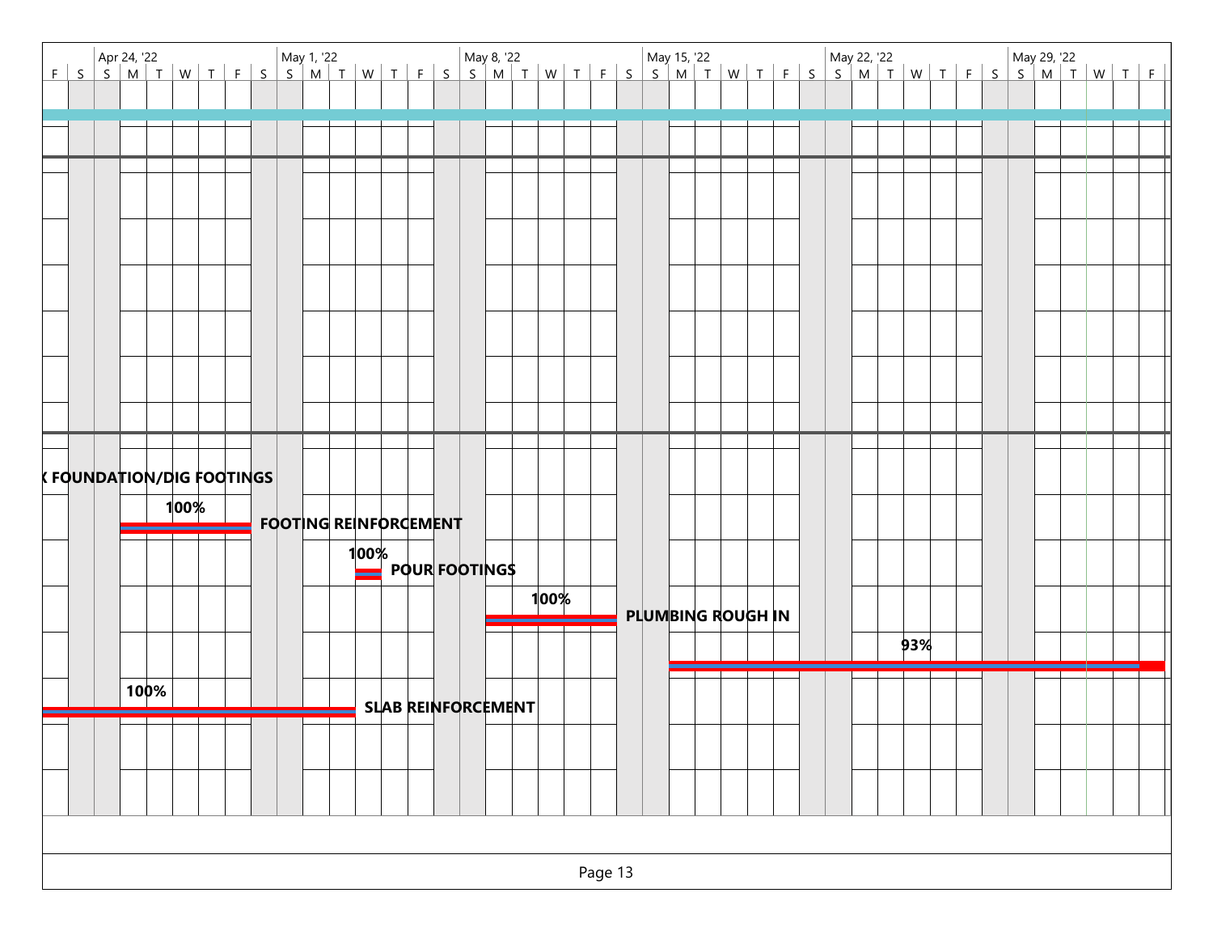| F | S | S | M | T | W | T | F | S | S | M | T | W | T | F | S | S | M | T | W | T | F | S | S | M | T | W | T | F | S | S | M | T | W | T | F | S | S | M | T | W | T | F |
|---|---|---|---|---|---|---|---|---|---|---|---|---|---|---|---|---|---|---|---|---|---|---|---|---|---|---|---|---|---|---|---|---|---|---|---|---|---|---|---|---|---|---|

Week headers: Apr 24, '22 | May 1, '22 | May 8, '22 | May 15, '22 | May 22, '22 | May 29, '22

- ( FOUNDATION/DIG FOOTINGS
- 100% — FOOTING REINFORCEMENT
- 100% — POUR FOOTINGS
- 100% — PLUMBING ROUGH IN
- 93%
- 100% — SLAB REINFORCEMENT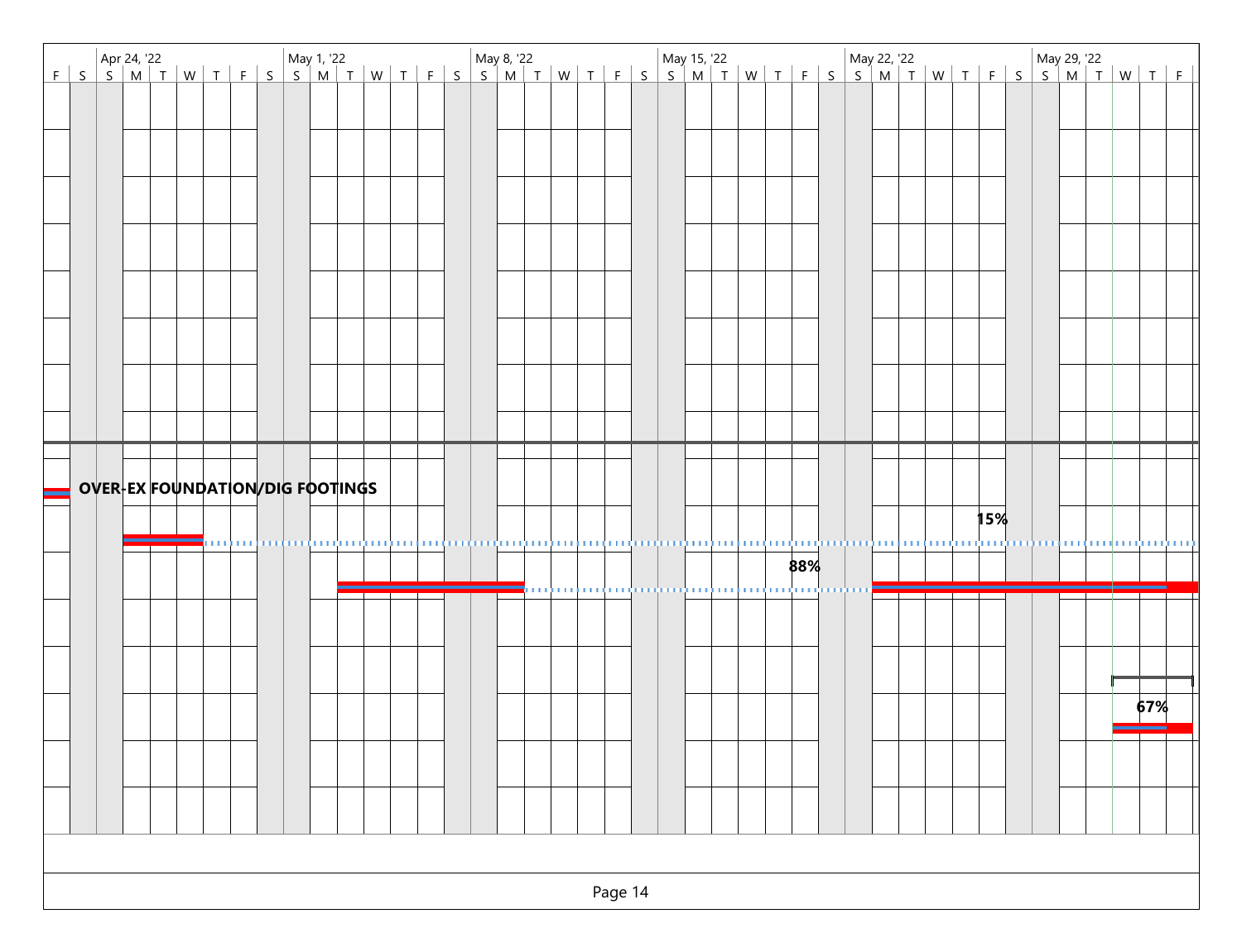| F | S | S | M | T | W | T | F | S | S | M | T | W | T | F | S | S | M | T | W | T | F | S | S | M | T | W | T | F | S | S | M | T | W | T | F | S | S | M | T | W | T | F |
|---|---|---|---|---|---|---|---|---|---|---|---|---|---|---|---|---|---|---|---|---|---|---|---|---|---|---|---|---|---|---|---|---|---|---|---|---|---|---|---|---|---|---|

Apr 24, '22 | May 1, '22 | May 8, '22 | May 15, '22 | May 22, '22 | May 29, '22

**OVER-EX FOUNDATION/DIG FOOTINGS**

**15%**

**88%**

**67%**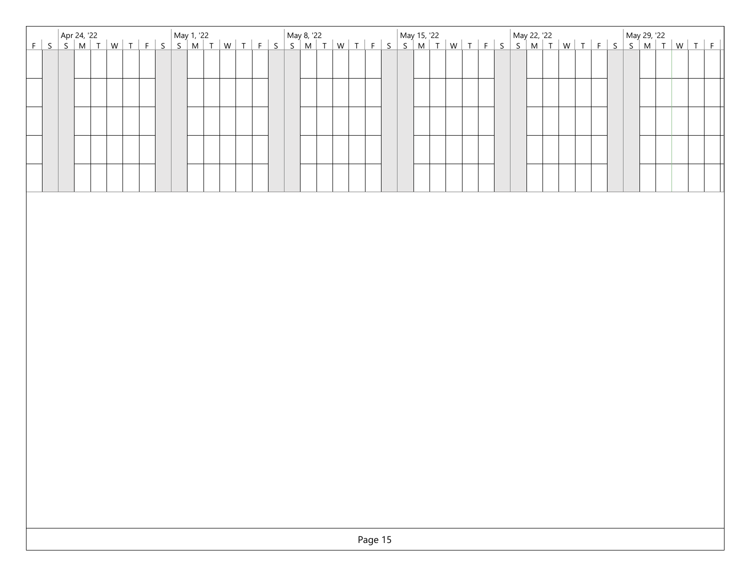| | | Apr 24, '22 | | | | | | | May 1, '22 | | | | | | | May 8, '22 | | | | | | | May 15, '22 | | | | | | | May 22, '22 | | | | | | | May 29, '22 | | | | | |
|---|---|---|---|---|---|---|---|---|---|---|---|---|---|---|---|---|---|---|---|---|---|---|---|---|---|---|---|---|---|---|---|---|---|---|---|---|---|---|---|---|---|---|
| F | S | S | M | T | W | T | F | S | S | M | T | W | T | F | S | S | M | T | W | T | F | S | S | M | T | W | T | F | S | S | M | T | W | T | F | S | S | M | T | W | T | F |
| | | | | | | | | | | | | | | | | | | | | | | | | | | | | | | | | | | | | | | | | | | |
| | | | | | | | | | | | | | | | | | | | | | | | | | | | | | | | | | | | | | | | | | | |
| | | | | | | | | | | | | | | | | | | | | | | | | | | | | | | | | | | | | | | | | | | |
| | | | | | | | | | | | | | | | | | | | | | | | | | | | | | | | | | | | | | | | | | | |
| | | | | | | | | | | | | | | | | | | | | | | | | | | | | | | | | | | | | | | | | | | |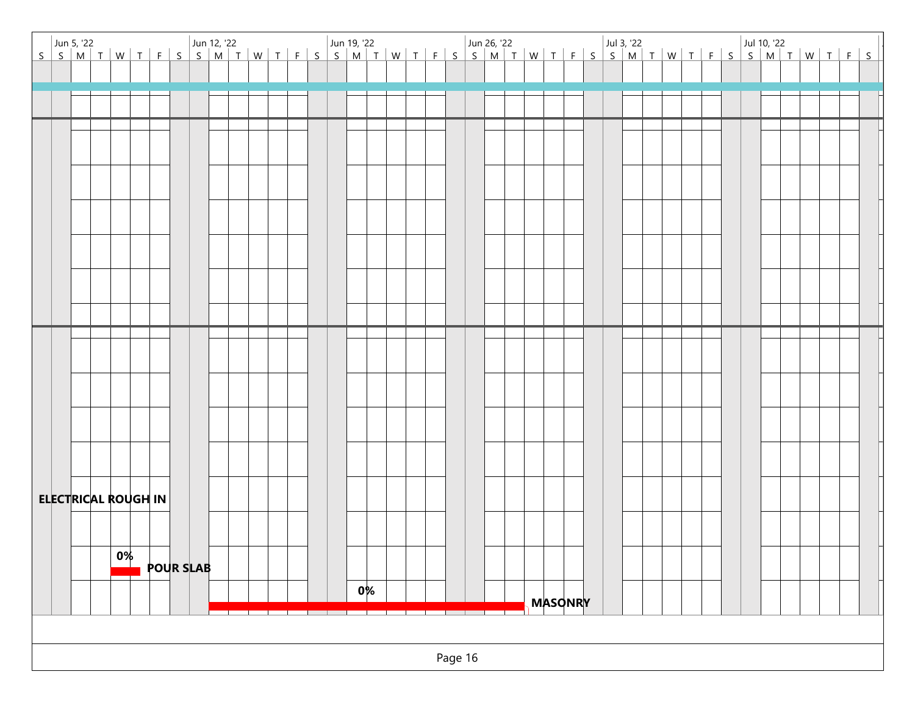| Jun 5, '22 | Jun 12, '22 | Jun 19, '22 | Jun 26, '22 | Jul 3, '22 | Jul 10, '22 |
|---|---|---|---|---|---|
| S S M T W T F S | S M T W T F S | S M T W T F S | S M T W T F S | S M T W T F S | S M T W T F S |

ELECTRICAL ROUGH IN

0%
POUR SLAB

0%
MASONRY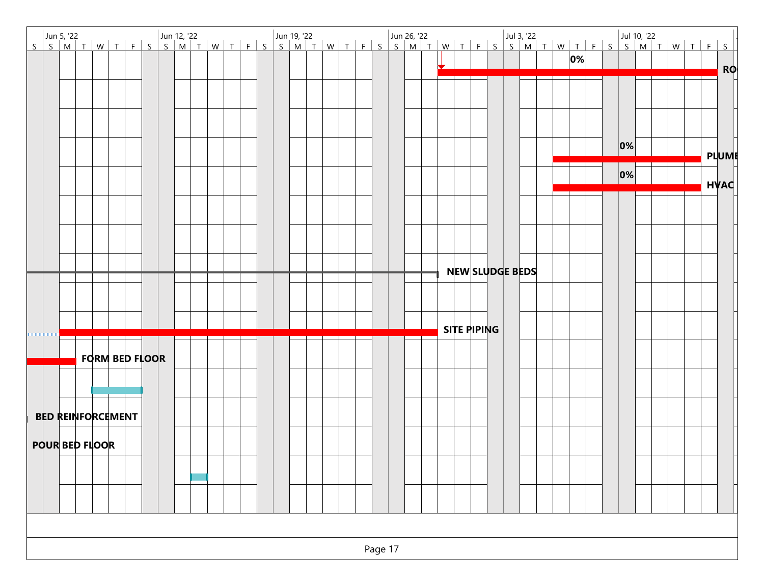| Jun 5, '22 | Jun 12, '22 | Jun 19, '22 | Jun 26, '22 | Jul 3, '22 | Jul 10, '22 |
|---|---|---|---|---|---|

S | S | M | T | W | T | F | S | S | M | T | W | T | F | S | S | M | T | W | T | F | S | S | M | T | W | T | F | S | S | M | T | W | T | F | S | S | M | T | W | T | F | S

0% RO

0% PLUMB

0% HVAC

NEW SLUDGE BEDS

SITE PIPING

FORM BED FLOOR

BED REINFORCEMENT

POUR BED FLOOR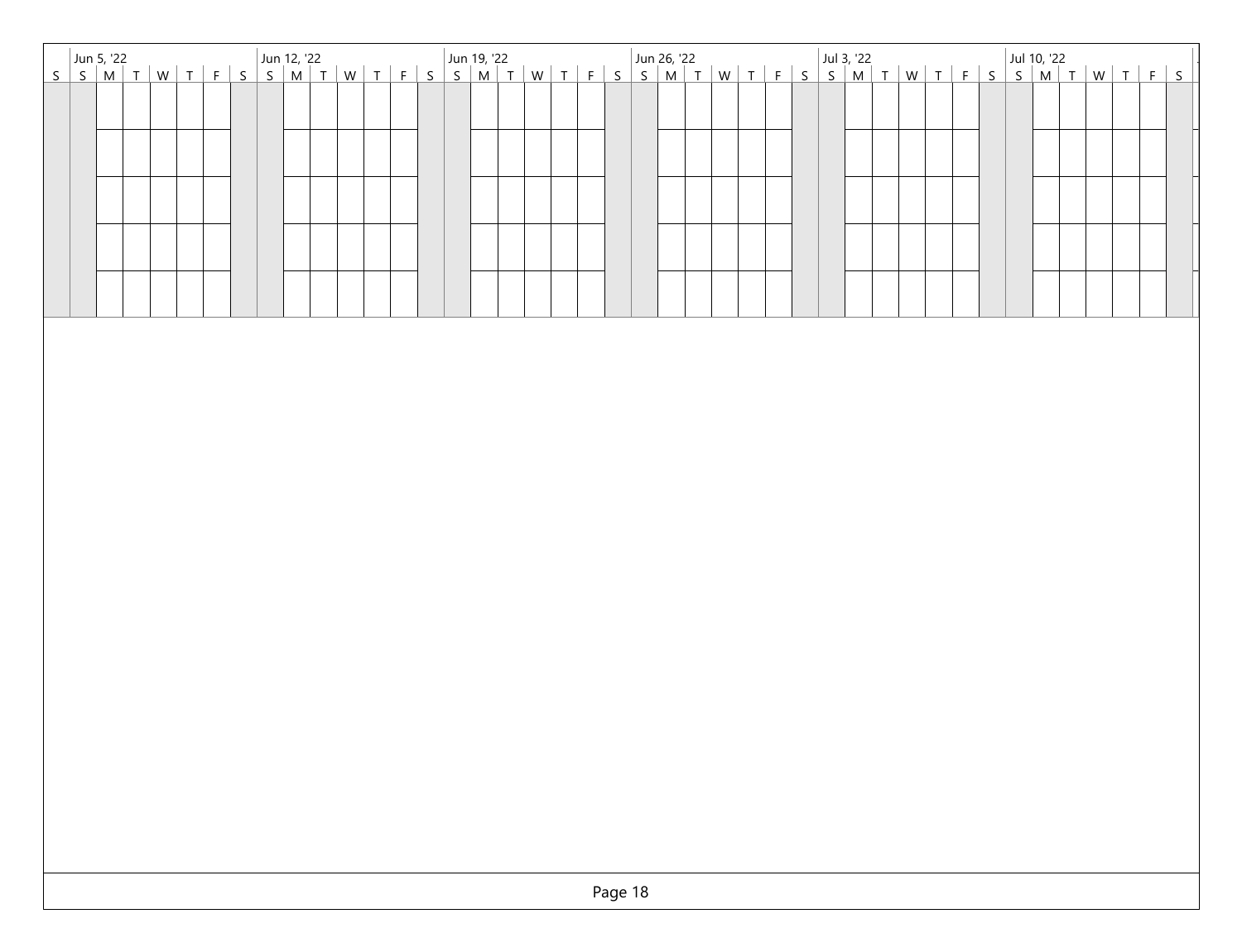| | Jun 5, '22 | | | | | | | Jun 12, '22 | | | | | | | Jun 19, '22 | | | | | | | Jun 26, '22 | | | | | | | Jul 3, '22 | | | | | | | Jul 10, '22 | | | | | | |
|---|---|---|---|---|---|---|---|---|---|---|---|---|---|---|---|---|---|---|---|---|---|---|---|---|---|---|---|---|---|---|---|---|---|---|---|---|---|---|---|---|---|---|
| S | S | M | T | W | T | F | S | S | M | T | W | T | F | S | S | M | T | W | T | F | S | S | M | T | W | T | F | S | S | M | T | W | T | F | S | S | M | T | W | T | F | S |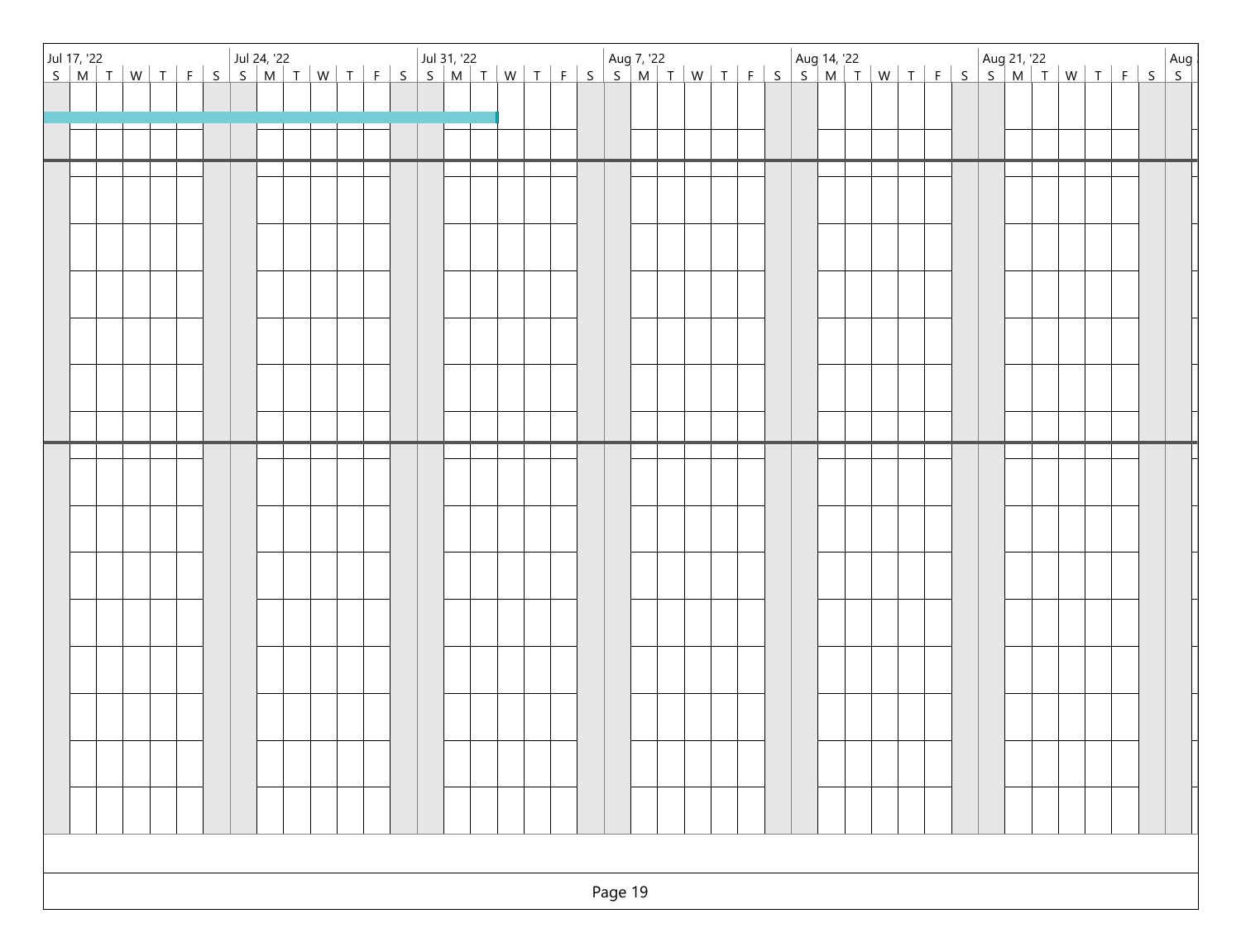| Jul 17, '22 | | | | | | | Jul 24, '22 | | | | | | | Jul 31, '22 | | | | | | | Aug 7, '22 | | | | | | | Aug 14, '22 | | | | | | | Aug 21, '22 | | | | | | | Aug |
|---|---|---|---|---|---|---|---|---|---|---|---|---|---|---|---|---|---|---|---|---|---|---|---|---|---|---|---|---|---|---|---|---|---|---|---|---|---|---|---|---|---|---|
| S | M | T | W | T | F | S | S | M | T | W | T | F | S | S | M | T | W | T | F | S | S | M | T | W | T | F | S | S | M | T | W | T | F | S | S | M | T | W | T | F | S | S |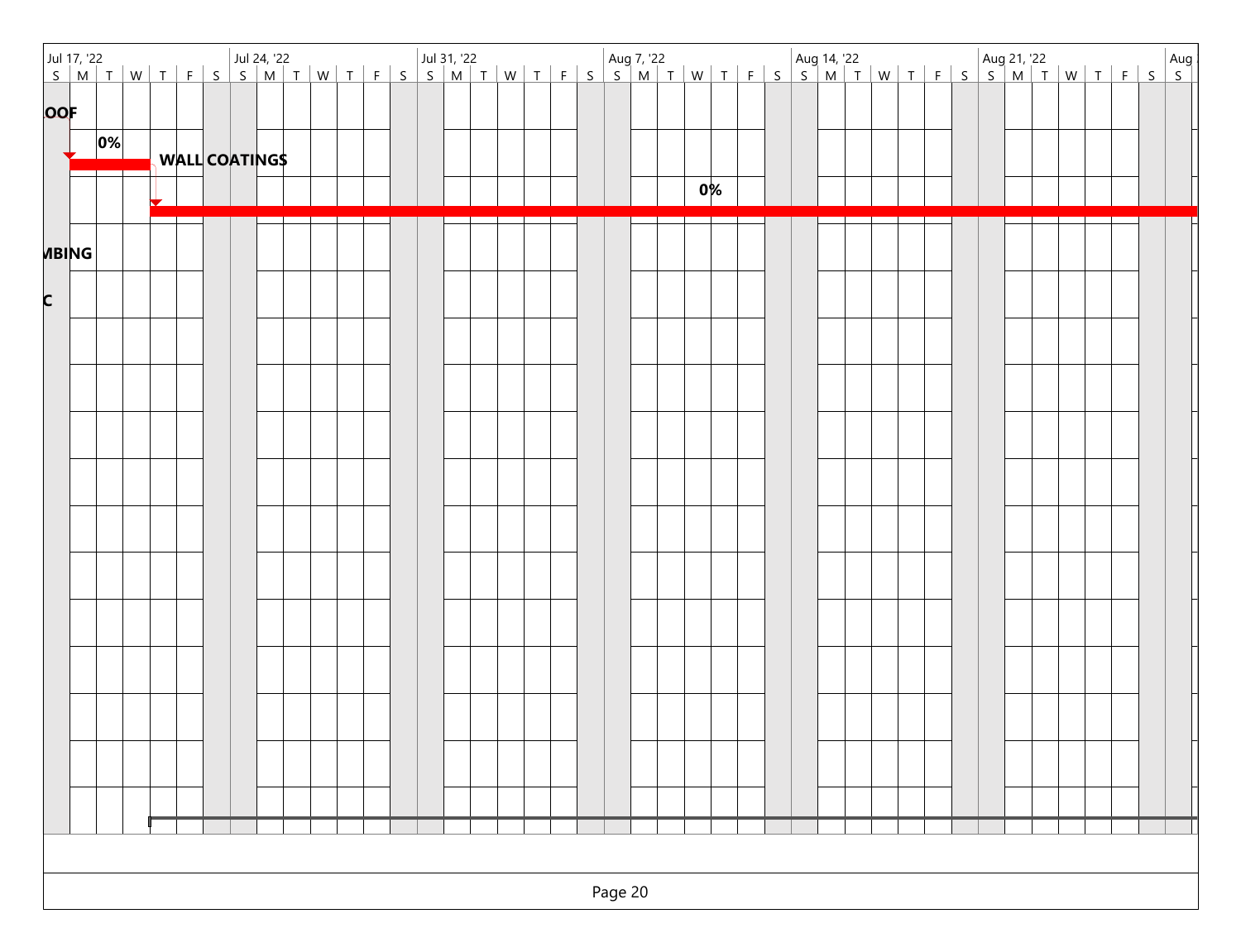| Jul 17, '22 | | | | | | | Jul 24, '22 | | | | | | | Jul 31, '22 | | | | | | | Aug 7, '22 | | | | | | | Aug 14, '22 | | | | | | | Aug 21, '22 | | | | | | | Aug |
|---|---|---|---|---|---|---|---|---|---|---|---|---|---|---|---|---|---|---|---|---|---|---|---|---|---|---|---|---|---|---|---|---|---|---|---|---|---|---|---|---|---|---|
| S | M | T | W | T | F | S | S | M | T | W | T | F | S | S | M | T | W | T | F | S | S | M | T | W | T | F | S | S | M | T | W | T | F | S | S | M | T | W | T | F | S | S |

OOF

0%

WALL COATINGS

0%

MBING

C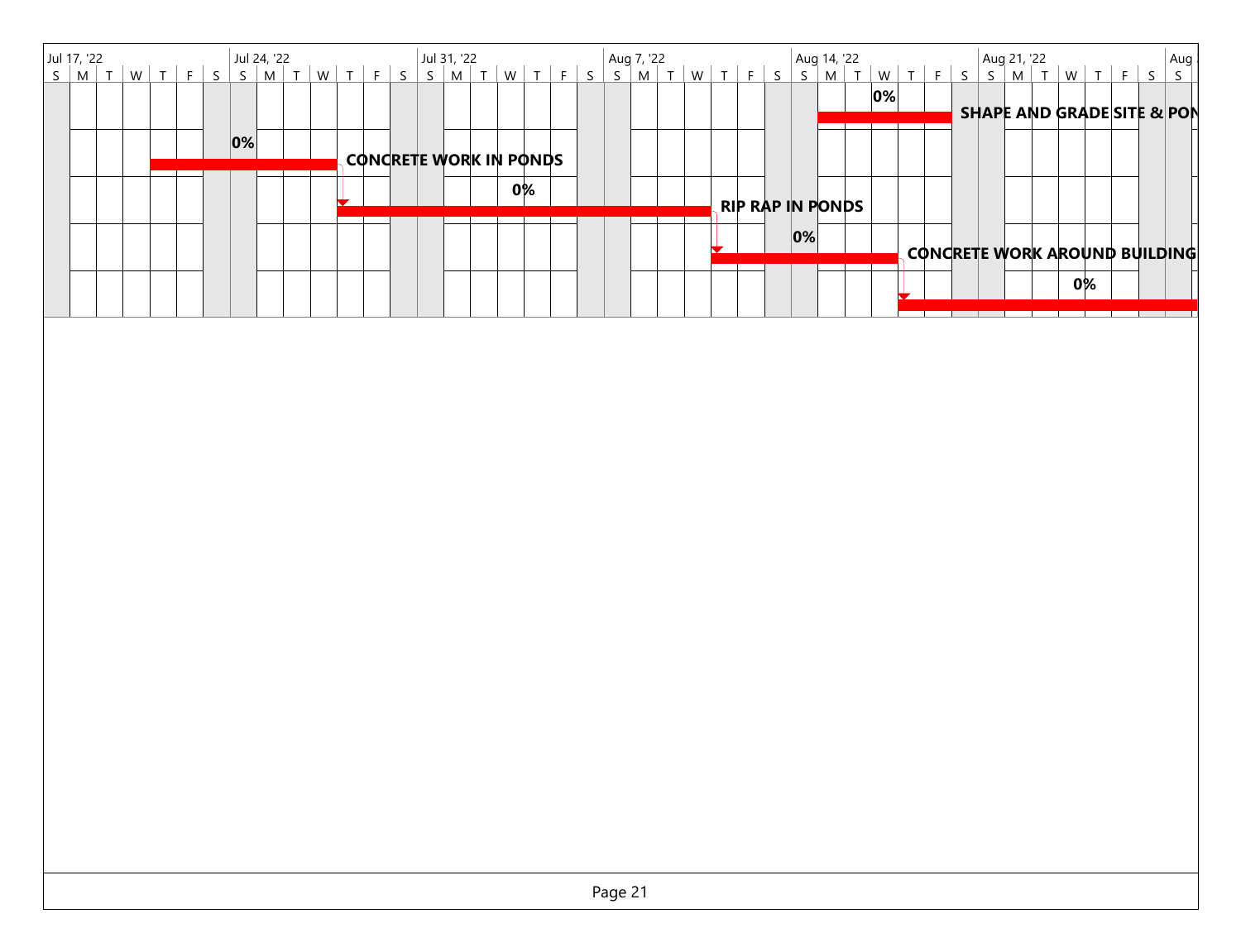| Jul 17, '22 | Jul 24, '22 | Jul 31, '22 | Aug 7, '22 | Aug 14, '22 | Aug 21, '22 | Aug |
|---|---|---|---|---|---|---|

| Task | % Complete |
|---|---|
| SHAPE AND GRADE SITE & PON | 0% |
| CONCRETE WORK IN PONDS | 0% |
| RIP RAP IN PONDS | 0% |
| CONCRETE WORK AROUND BUILDING | 0% |
| | 0% |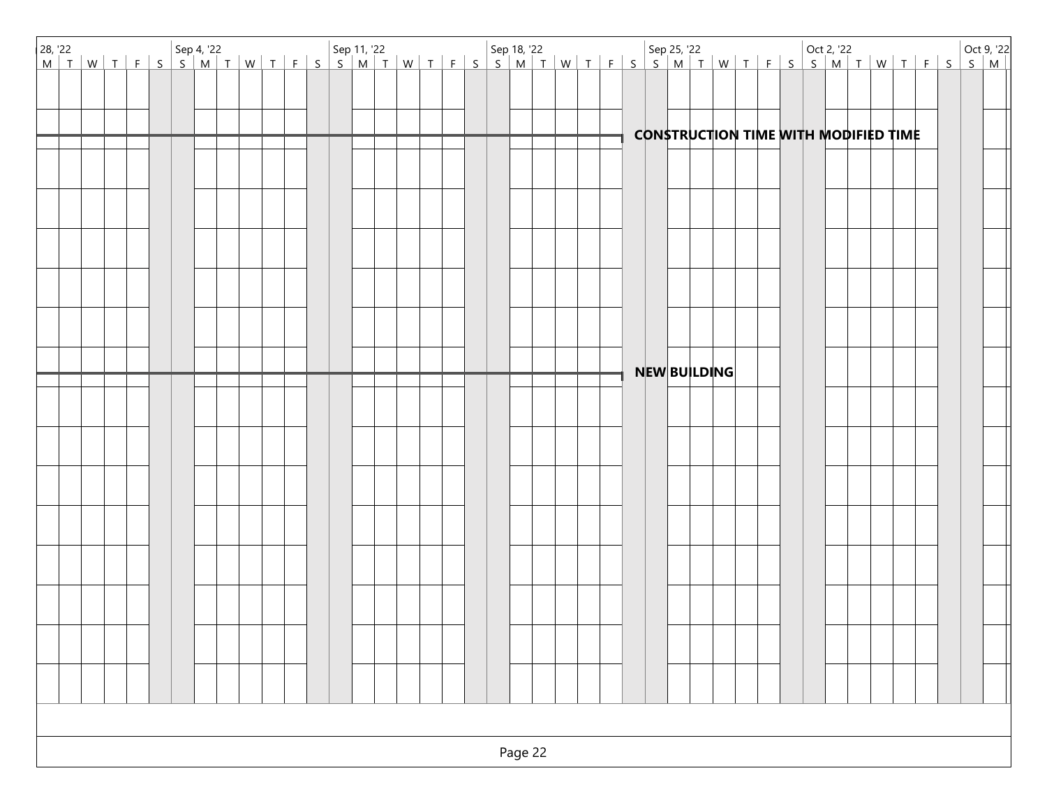| 28, '22 | | | | | | Sep 4, '22 | | | | | | | Sep 11, '22 | | | | | | | Sep 18, '22 | | | | | | | Sep 25, '22 | | | | | | | Oct 2, '22 | | | | | | | Oct 9, '22 | |
|---|---|---|---|---|---|---|---|---|---|---|---|---|---|---|---|---|---|---|---|---|---|---|---|---|---|---|---|---|---|---|---|---|---|---|---|---|---|---|---|---|---|---|
| M | T | W | T | F | S | S | M | T | W | T | F | S | S | M | T | W | T | F | S | S | M | T | W | T | F | S | S | M | T | W | T | F | S | S | M | T | W | T | F | S | S | M |

**CONSTRUCTION TIME WITH MODIFIED TIME**

**NEW BUILDING**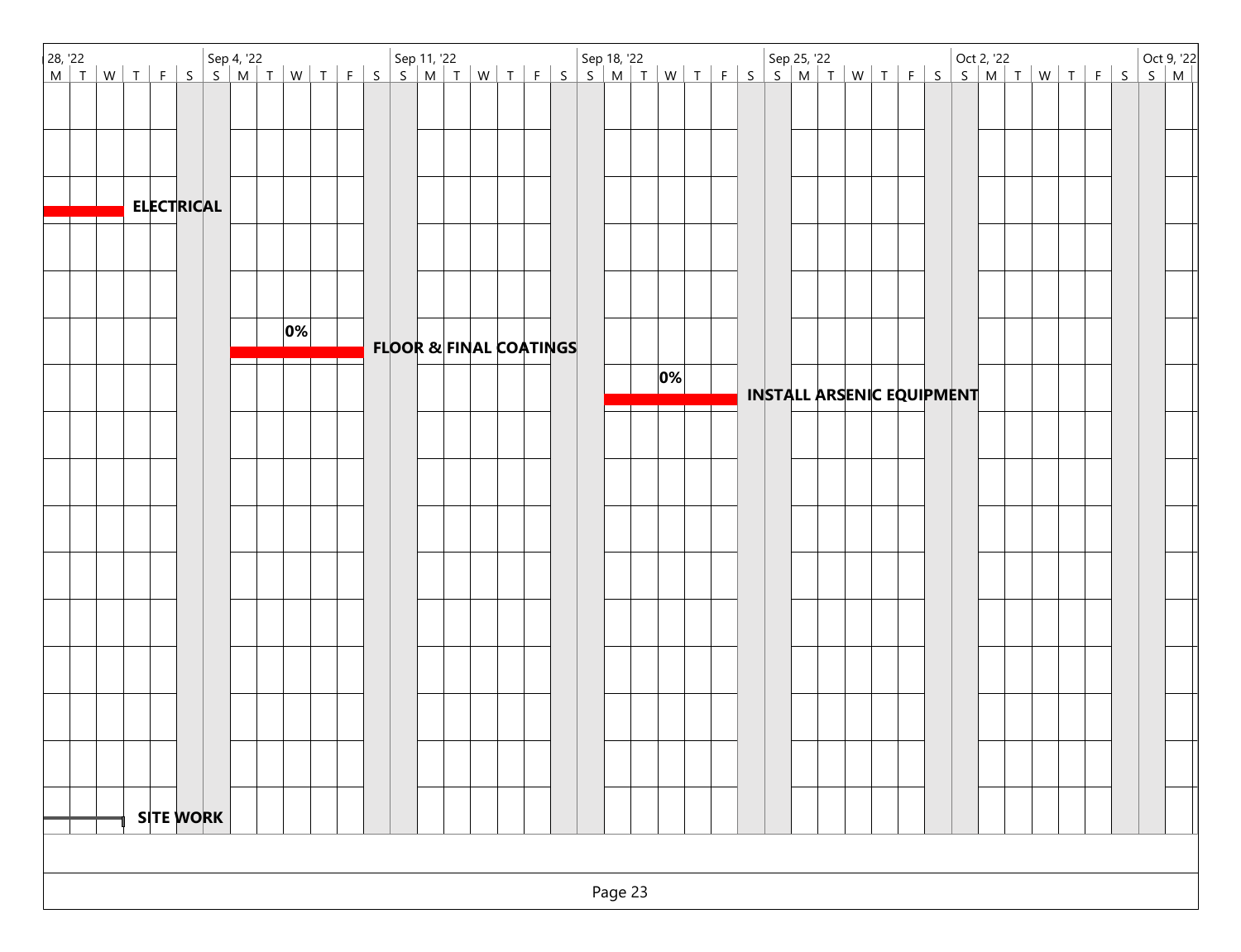| 28, '22 | Sep 4, '22 | Sep 11, '22 | Sep 18, '22 | Sep 25, '22 | Oct 2, '22 | Oct 9, '22 |
|---|---|---|---|---|---|---|
| M T W T F S | S M T W T F S | S M T W T F S | S M T W T F S | S M T W T F S | S M T W T F S | S M |

**ELECTRICAL**

0% **FLOOR & FINAL COATINGS**

0% **INSTALL ARSENIC EQUIPMENT**

**SITE WORK**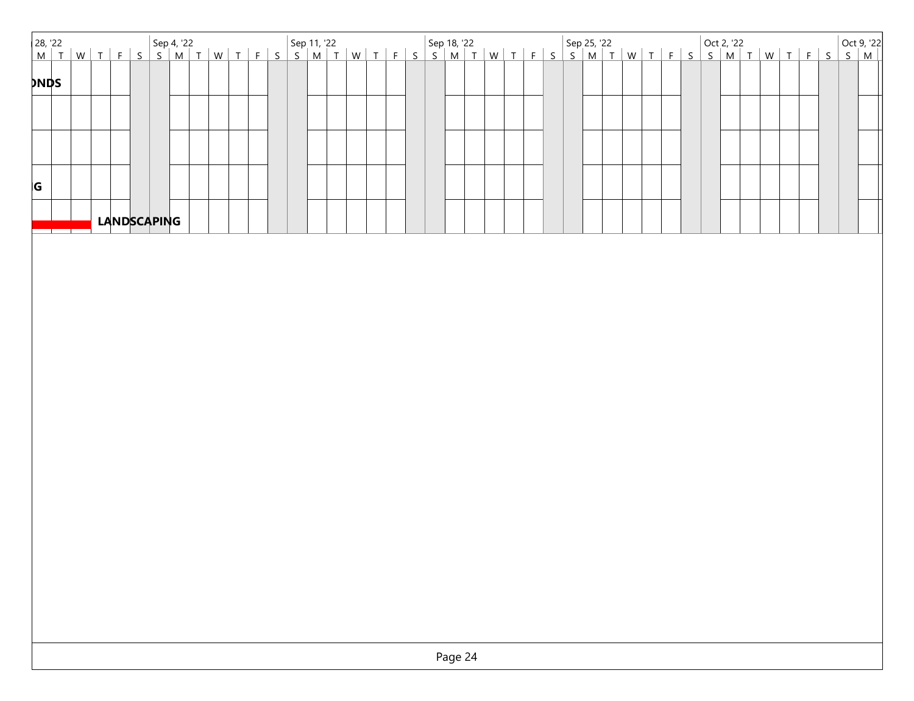28, '22 Sep 4, '22 Sep 11, '22 Sep 18, '22 Sep 25, '22 Oct 2, '22 Oct 9, '22

M T W T F S S M T W T F S S M T W T F S S M T W T F S S M T W T F S S M T W T F S S M

ONDS

G

LANDSCAPING